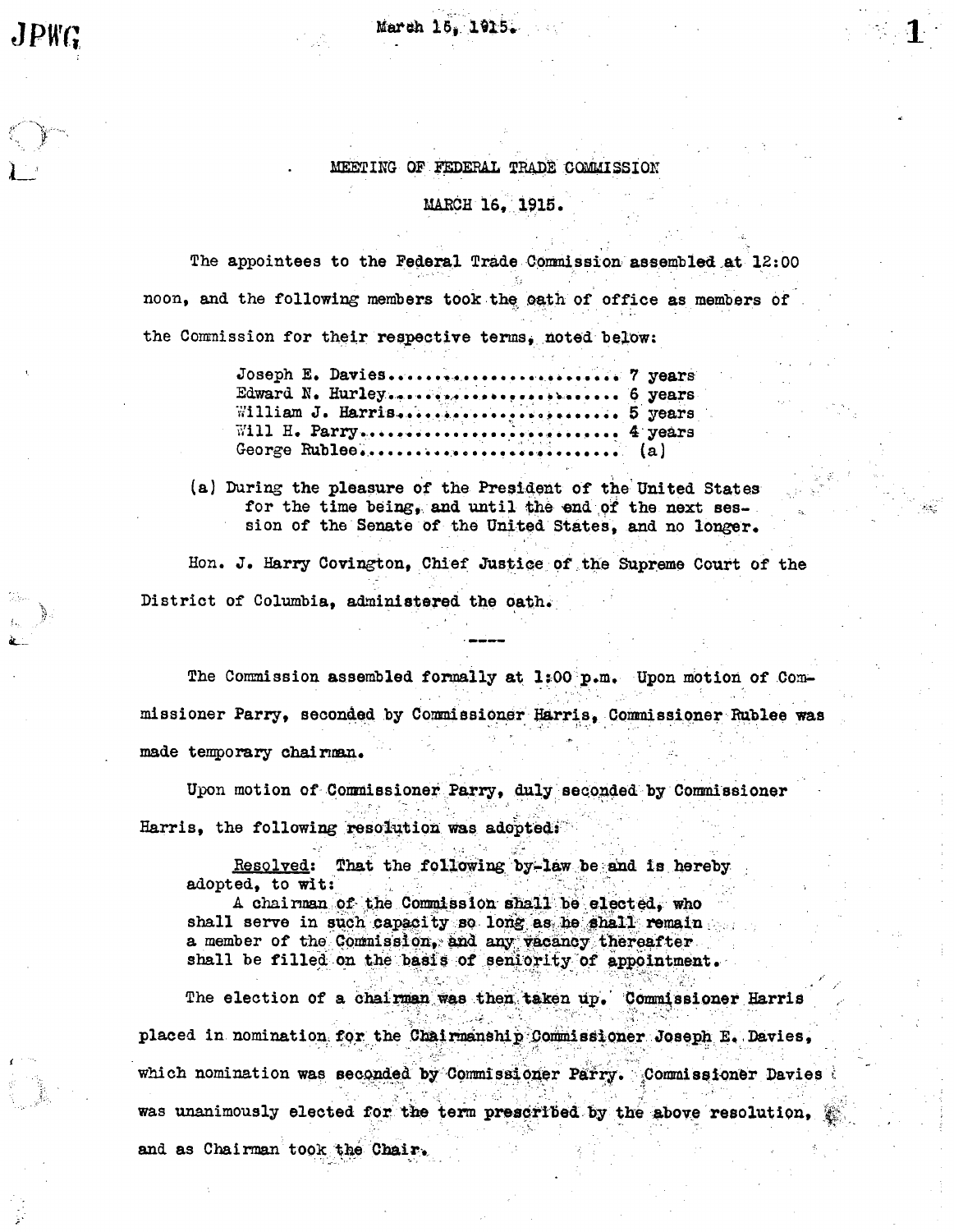# MEETING OF FEDERAL TRADE COMMISSION

## MARCH 16, 1915.

The appointees to the Federal Trade Commission assembled at 12:00 noon, and the following members took the oath of office as members of the Commission for their respective terms, noted below:

| | |
|---|---|
| Joseph E. Davies | 7 years |
| Edward N. Hurley | 6 years |
| William J. Harris | 5 years |
| Will H. Parry | 4 years |
| George Rublee | (a) |

(a) During the pleasure of the President of the United States for the time being, and until the end of the next session of the Senate of the United States, and no longer.

Hon. J. Harry Covington, Chief Justice of the Supreme Court of the District of Columbia, administered the oath.

----

The Commission assembled formally at 1:00 p.m. Upon motion of Commissioner Parry, seconded by Commissioner Harris, Commissioner Rublee was made temporary chairman.

Upon motion of Commissioner Parry, duly seconded by Commissioner Harris, the following resolution was adopted:

> Resolved: That the following by-law be and is hereby adopted, to wit:
> A chairman of the Commission shall be elected, who shall serve in such capacity so long as he shall remain a member of the Commission, and any vacancy thereafter shall be filled on the basis of seniority of appointment.

The election of a chairman was then taken up. Commissioner Harris placed in nomination for the Chairmanship Commissioner Joseph E. Davies, which nomination was seconded by Commissioner Parry. Commissioner Davies was unanimously elected for the term prescribed by the above resolution, and as Chairman took the Chair.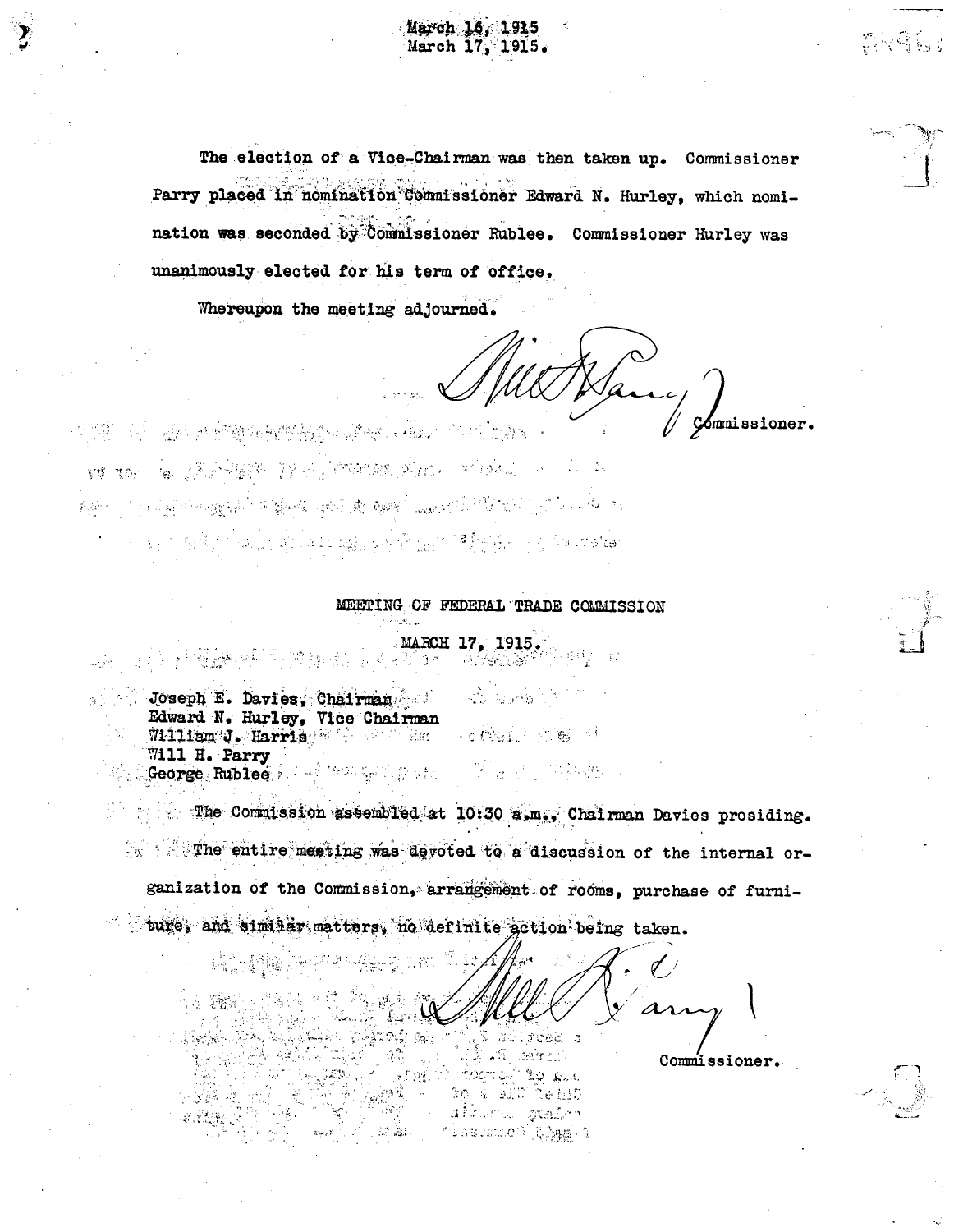March 16, 1915
March 17, 1915.

The election of a Vice-Chairman was then taken up. Commissioner Parry placed in nomination Commissioner Edward N. Hurley, which nomination was seconded by Commissioner Rublee. Commissioner Hurley was unanimously elected for his term of office.

Whereupon the meeting adjourned.

Will H. Parry
Commissioner.

## MEETING OF FEDERAL TRADE COMMISSION

MARCH 17, 1915.

Joseph E. Davies, Chairman
Edward N. Hurley, Vice Chairman
William J. Harris
Will H. Parry
George Rublee

The Commission assembled at 10:30 a.m., Chairman Davies presiding.

The entire meeting was devoted to a discussion of the internal organization of the Commission, arrangement of rooms, purchase of furniture, and similar matters, no definite action being taken.

Will H. Parry
Commissioner.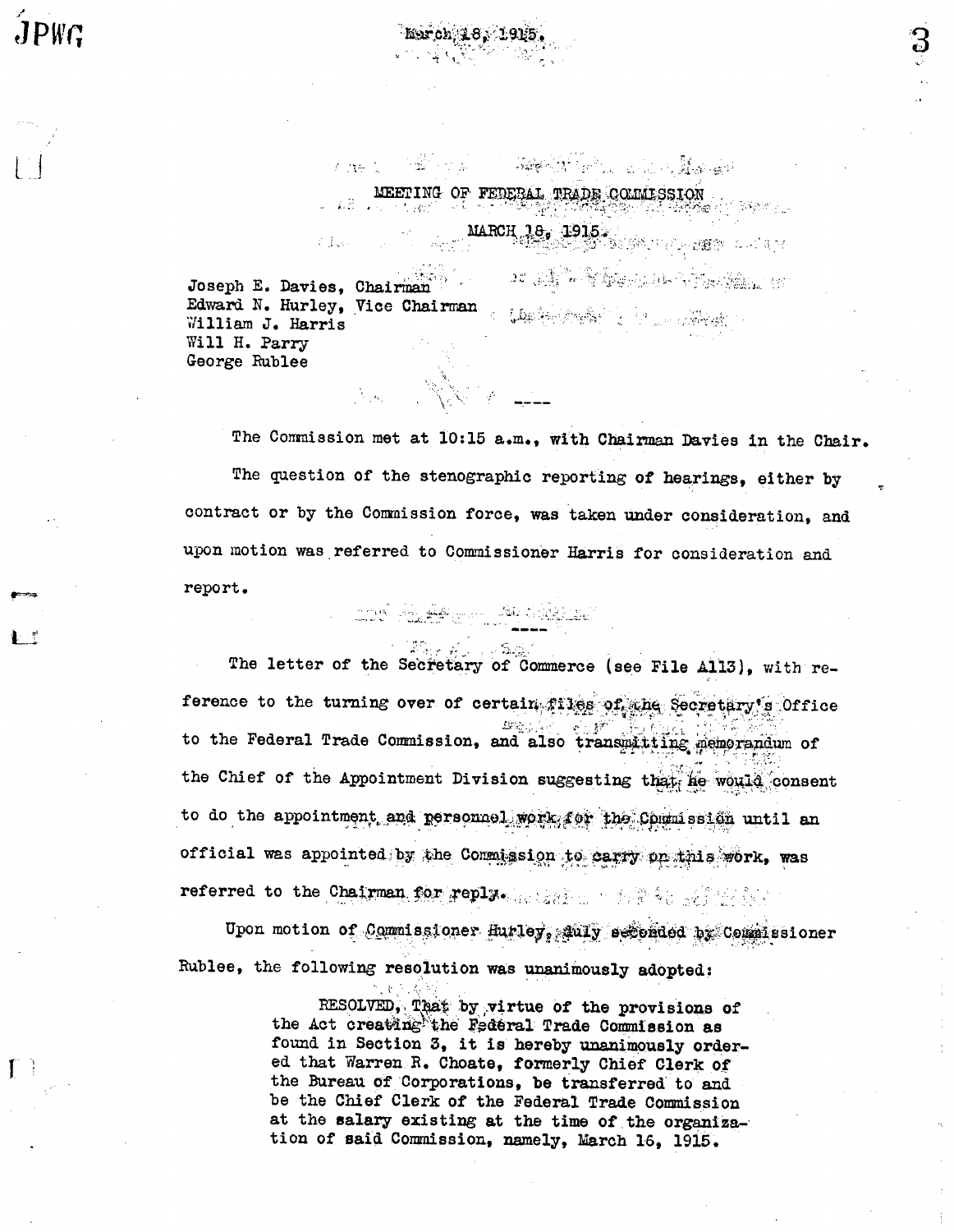March 18, 1915.

## MEETING OF FEDERAL TRADE COMMISSION

## MARCH 18, 1915.

Joseph E. Davies, Chairman
Edward N. Hurley, Vice Chairman
William J. Harris
Will H. Parry
George Rublee

----

The Commission met at 10:15 a.m., with Chairman Davies in the Chair.

The question of the stenographic reporting of hearings, either by contract or by the Commission force, was taken under consideration, and upon motion was referred to Commissioner Harris for consideration and report.

----

The letter of the Secretary of Commerce (see File A113), with reference to the turning over of certain files of the Secretary's Office to the Federal Trade Commission, and also transmitting memorandum of the Chief of the Appointment Division suggesting that he would consent to do the appointment and personnel work for the Commission until an official was appointed by the Commission to carry on this work, was referred to the Chairman for reply.

Upon motion of Commissioner Hurley, duly seconded by Commissioner Rublee, the following resolution was unanimously adopted:

> RESOLVED, That by virtue of the provisions of the Act creating the Federal Trade Commission as found in Section 3, it is hereby unanimously ordered that Warren R. Choate, formerly Chief Clerk of the Bureau of Corporations, be transferred to and be the Chief Clerk of the Federal Trade Commission at the salary existing at the time of the organization of said Commission, namely, March 16, 1915.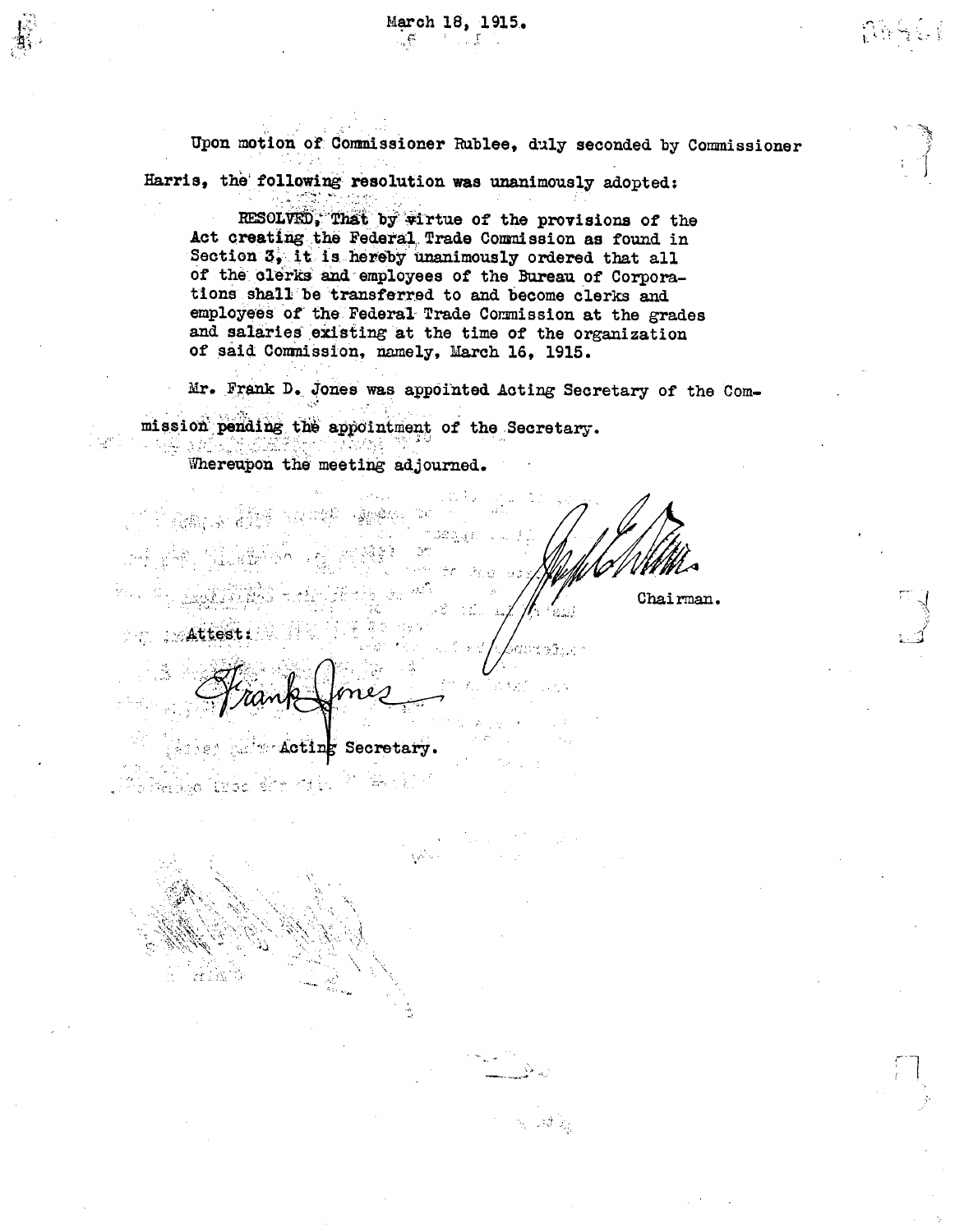March 18, 1915.

Upon motion of Commissioner Rublee, duly seconded by Commissioner Harris, the following resolution was unanimously adopted:

> RESOLVED, That by virtue of the provisions of the Act creating the Federal Trade Commission as found in Section 3, it is hereby unanimously ordered that all of the clerks and employees of the Bureau of Corporations shall be transferred to and become clerks and employees of the Federal Trade Commission at the grades and salaries existing at the time of the organization of said Commission, namely, March 16, 1915.

Mr. Frank D. Jones was appointed Acting Secretary of the Commission pending the appointment of the Secretary.

Whereupon the meeting adjourned.

Chairman.

Attest:

Frank Jones

Acting Secretary.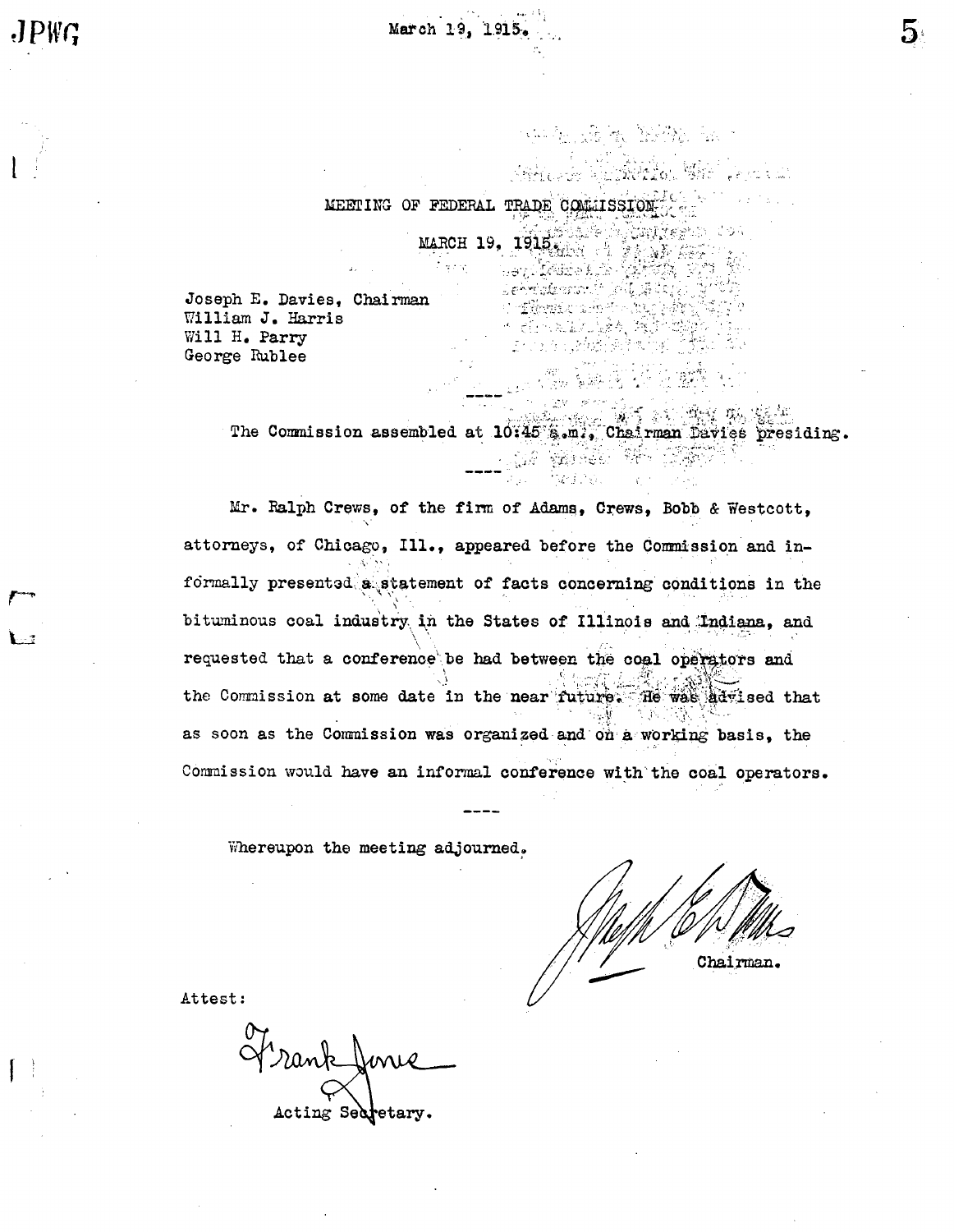# MEETING OF FEDERAL TRADE COMMISSION

MARCH 19, 1915.

Joseph E. Davies, Chairman
William J. Harris
Will H. Parry
George Rublee

----

The Commission assembled at 10:45 a.m., Chairman Davies presiding.

----

Mr. Ralph Crews, of the firm of Adams, Crews, Bobb & Westcott, attorneys, of Chicago, Ill., appeared before the Commission and informally presented a statement of facts concerning conditions in the bituminous coal industry in the States of Illinois and Indiana, and requested that a conference be had between the coal operators and the Commission at some date in the near future. He was advised that as soon as the Commission was organized and on a working basis, the Commission would have an informal conference with the coal operators.

----

Whereupon the meeting adjourned.

Joseph E. Davies
Chairman.

Attest:

Frank Jone
Acting Secretary.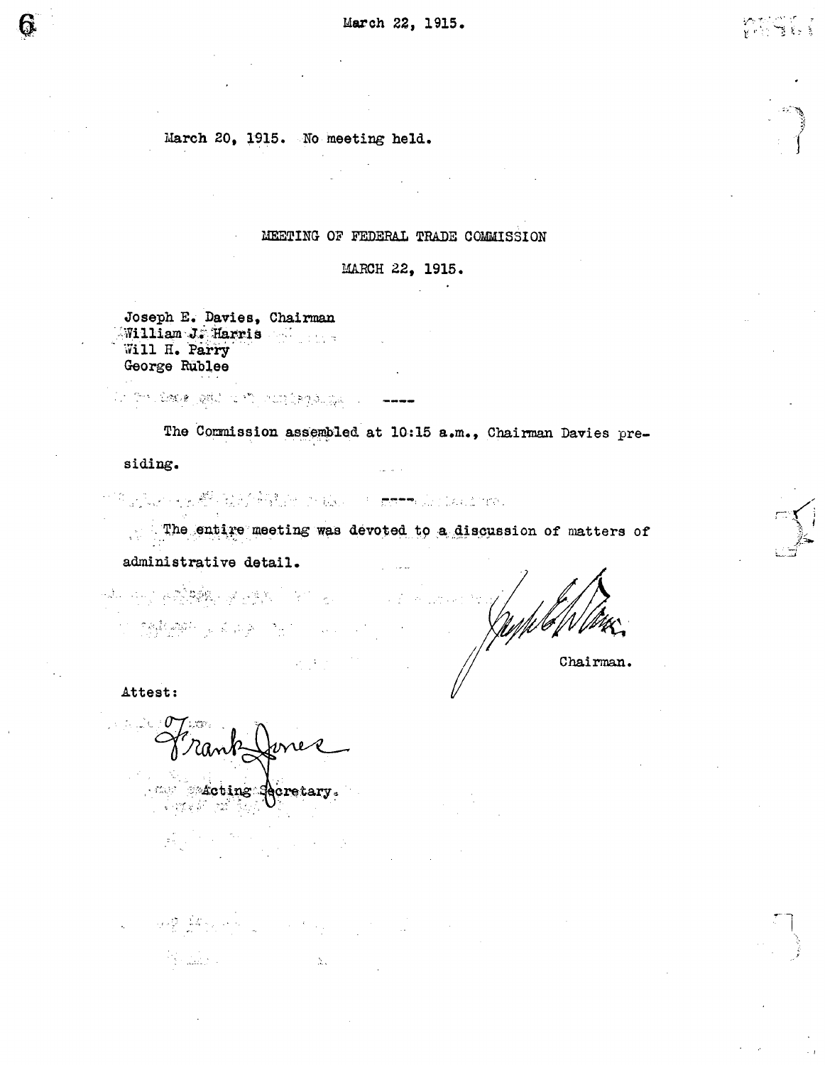March 20, 1915. No meeting held.

MEETING OF FEDERAL TRADE COMMISSION

MARCH 22, 1915.

Joseph E. Davies, Chairman
William J. Harris
Will H. Parry
George Rublee

----

The Commission assembled at 10:15 a.m., Chairman Davies presiding.

----

The entire meeting was devoted to a discussion of matters of administrative detail.

Joseph E. Davies
Chairman.

Attest:

Frank Jones
Acting Secretary.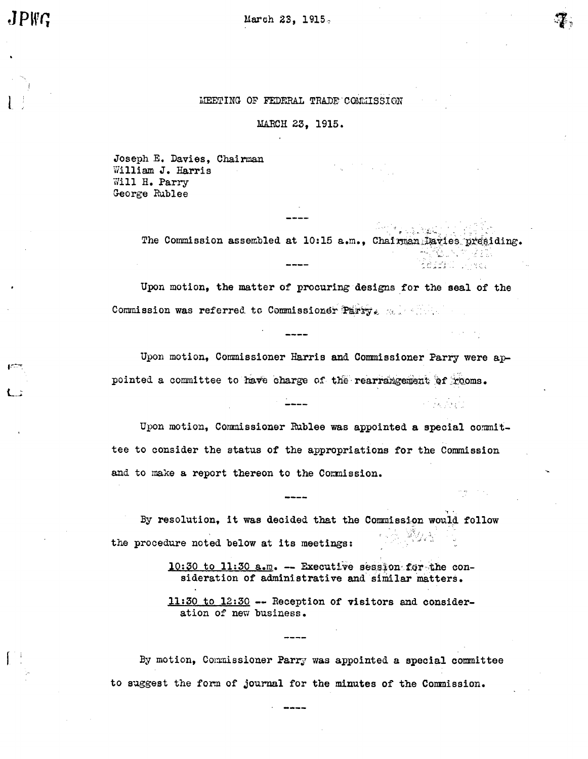MEETING OF FEDERAL TRADE COMMISSION

MARCH 23, 1915.

Joseph E. Davies, Chairman
William J. Harris
Will H. Parry
George Rublee

----

The Commission assembled at 10:15 a.m., Chairman Davies presiding.

----

Upon motion, the matter of procuring designs for the seal of the Commission was referred to Commissioner Parry.

----

Upon motion, Commissioner Harris and Commissioner Parry were appointed a committee to have charge of the rearrangement of rooms.

----

Upon motion, Commissioner Rublee was appointed a special committee to consider the status of the appropriations for the Commission and to make a report thereon to the Commission.

----

By resolution, it was decided that the Commission would follow the procedure noted below at its meetings:

> <u>10:30 to 11:30 a.m.</u> -- Executive session for the consideration of administrative and similar matters.
>
> <u>11:30 to 12:30</u> -- Reception of visitors and consideration of new business.

----

By motion, Commissioner Parry was appointed a special committee to suggest the form of journal for the minutes of the Commission.

----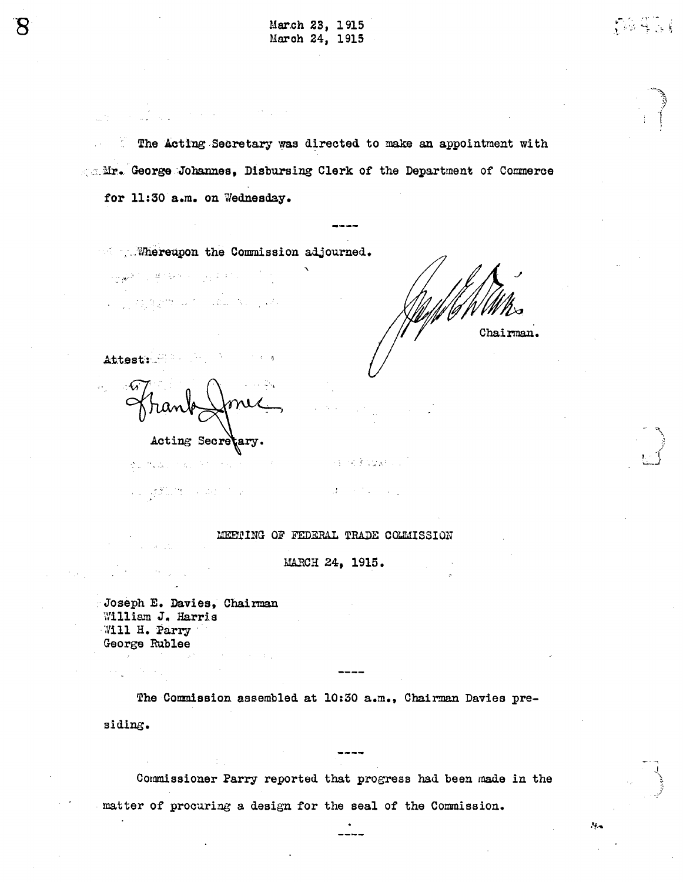The Acting Secretary was directed to make an appointment with Mr. George Johannes, Disbursing Clerk of the Department of Commerce for 11:30 a.m. on Wednesday.

----

Whereupon the Commission adjourned.

Jos. E. Davies
Chairman.

Attest:

Frank Jones
Acting Secretary.

## MEETING OF FEDERAL TRADE COMMISSION

## MARCH 24, 1915.

Joseph E. Davies, Chairman
William J. Harris
Will H. Parry
George Rublee

----

The Commission assembled at 10:30 a.m., Chairman Davies presiding.

----

Commissioner Parry reported that progress had been made in the matter of procuring a design for the seal of the Commission.

----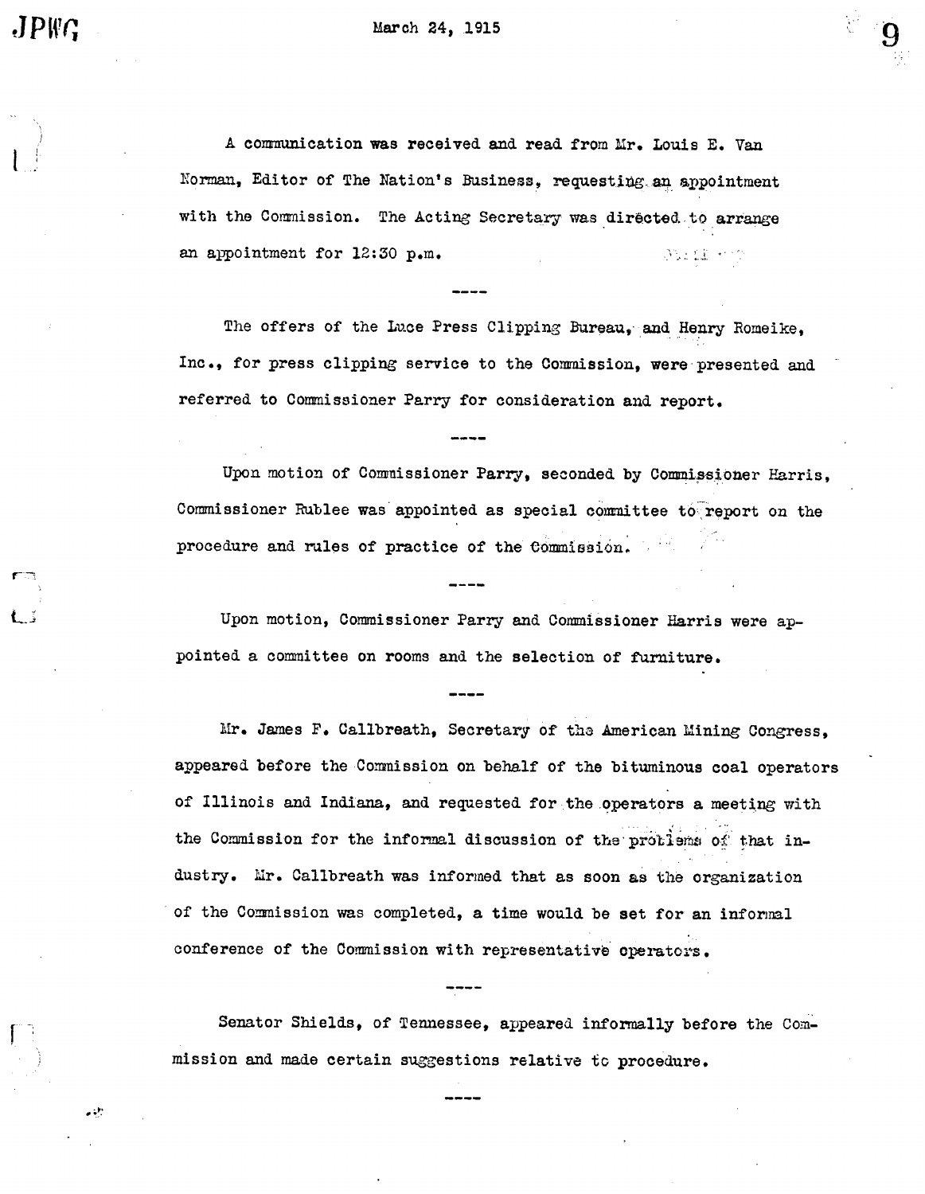March 24, 1915

A communication was received and read from Mr. Louis E. Van Norman, Editor of The Nation's Business, requesting an appointment with the Commission. The Acting Secretary was directed to arrange an appointment for 12:30 p.m.

----

The offers of the Luce Press Clipping Bureau, and Henry Romeike, Inc., for press clipping service to the Commission, were presented and referred to Commissioner Parry for consideration and report.

----

Upon motion of Commissioner Parry, seconded by Commissioner Harris, Commissioner Rublee was appointed as special committee to report on the procedure and rules of practice of the Commission.

----

Upon motion, Commissioner Parry and Commissioner Harris were appointed a committee on rooms and the selection of furniture.

----

Mr. James F. Callbreath, Secretary of the American Mining Congress, appeared before the Commission on behalf of the bituminous coal operators of Illinois and Indiana, and requested for the operators a meeting with the Commission for the informal discussion of the problems of that industry. Mr. Callbreath was informed that as soon as the organization of the Commission was completed, a time would be set for an informal conference of the Commission with representative operators.

----

Senator Shields, of Tennessee, appeared informally before the Commission and made certain suggestions relative to procedure.

----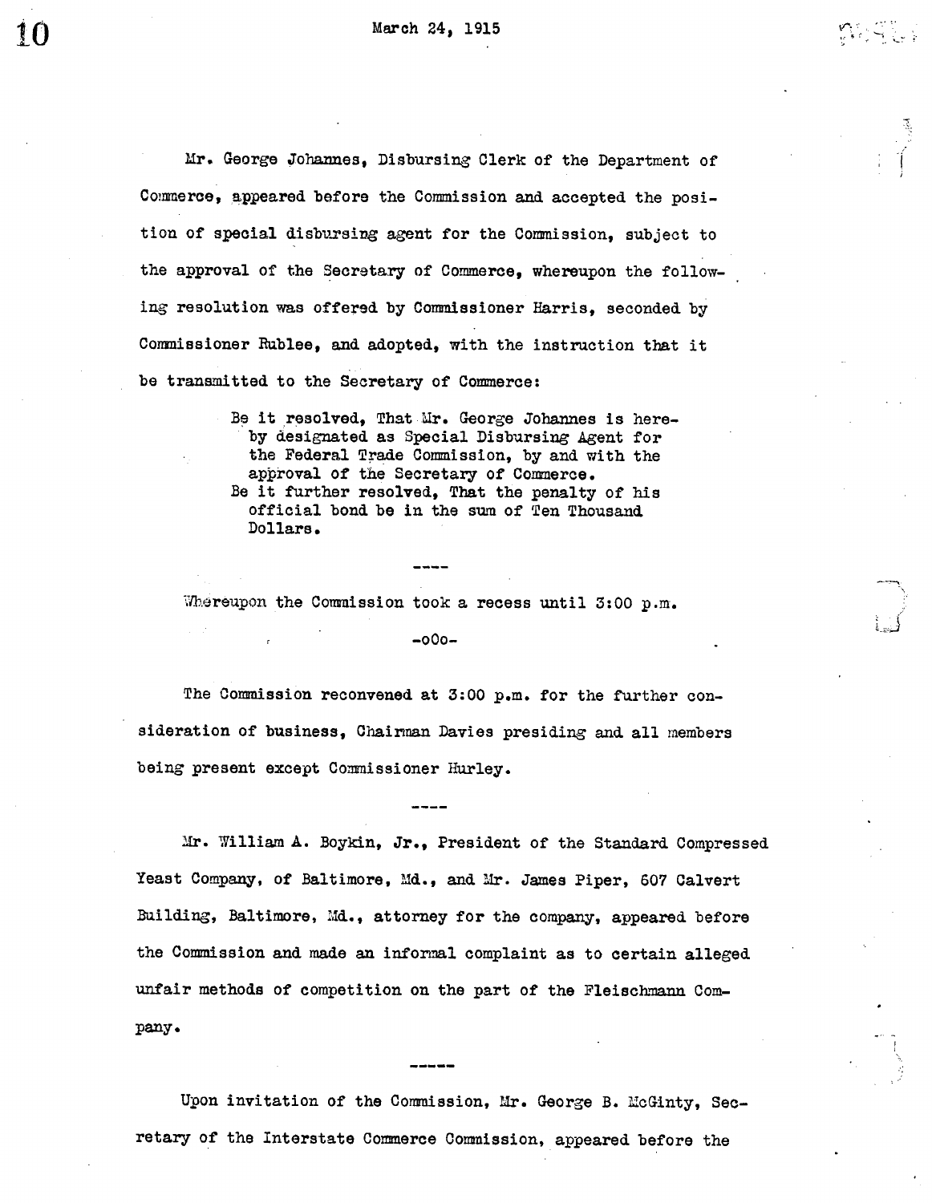March 24, 1915

Mr. George Johannes, Disbursing Clerk of the Department of Commerce, appeared before the Commission and accepted the position of special disbursing agent for the Commission, subject to the approval of the Secretary of Commerce, whereupon the following resolution was offered by Commissioner Harris, seconded by Commissioner Rublee, and adopted, with the instruction that it be transmitted to the Secretary of Commerce:

> Be it resolved, That Mr. George Johannes is hereby designated as Special Disbursing Agent for the Federal Trade Commission, by and with the approval of the Secretary of Commerce.
> Be it further resolved, That the penalty of his official bond be in the sum of Ten Thousand Dollars.

----

Whereupon the Commission took a recess until 3:00 p.m.

-oOo-

The Commission reconvened at 3:00 p.m. for the further consideration of business, Chairman Davies presiding and all members being present except Commissioner Hurley.

----

Mr. William A. Boykin, Jr., President of the Standard Compressed Yeast Company, of Baltimore, Md., and Mr. James Piper, 607 Calvert Building, Baltimore, Md., attorney for the company, appeared before the Commission and made an informal complaint as to certain alleged unfair methods of competition on the part of the Fleischmann Company.

-----

Upon invitation of the Commission, Mr. George B. McGinty, Secretary of the Interstate Commerce Commission, appeared before the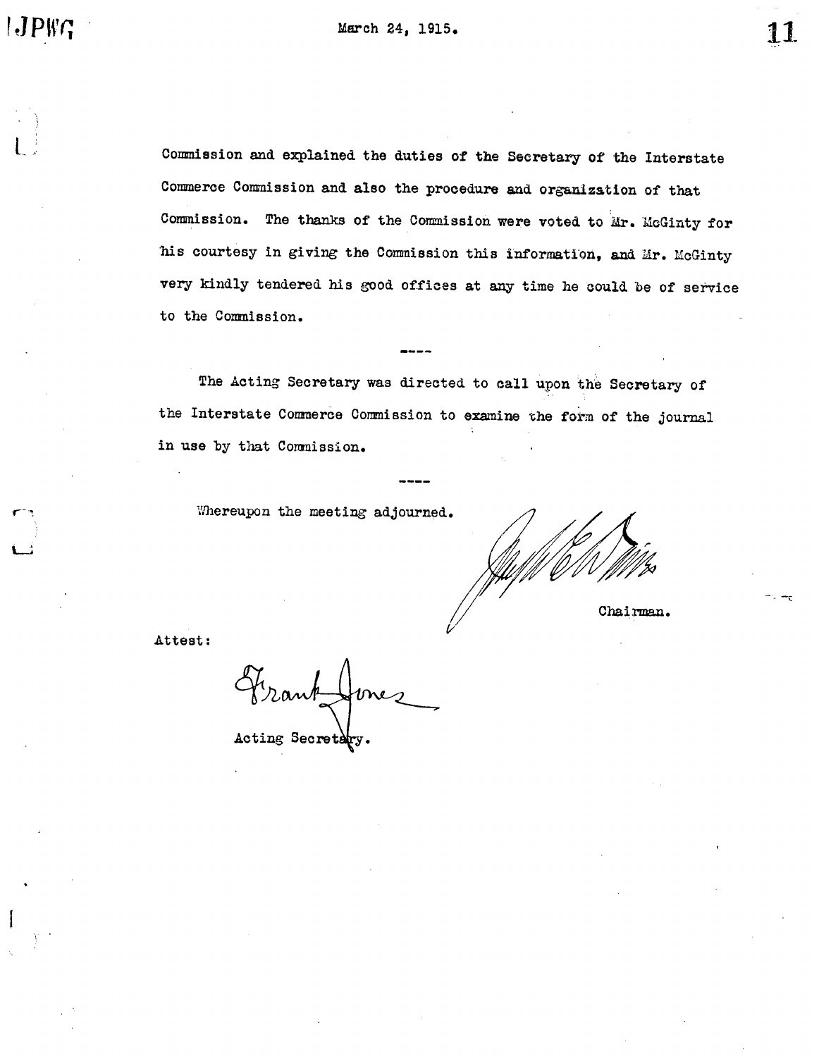Commission and explained the duties of the Secretary of the Interstate Commerce Commission and also the procedure and organization of that Commission. The thanks of the Commission were voted to Mr. McGinty for his courtesy in giving the Commission this information, and Mr. McGinty very kindly tendered his good offices at any time he could be of service to the Commission.

----

The Acting Secretary was directed to call upon the Secretary of the Interstate Commerce Commission to examine the form of the journal in use by that Commission.

----

Whereupon the meeting adjourned.

Chairman.

Attest:

Frank Jones

Acting Secretary.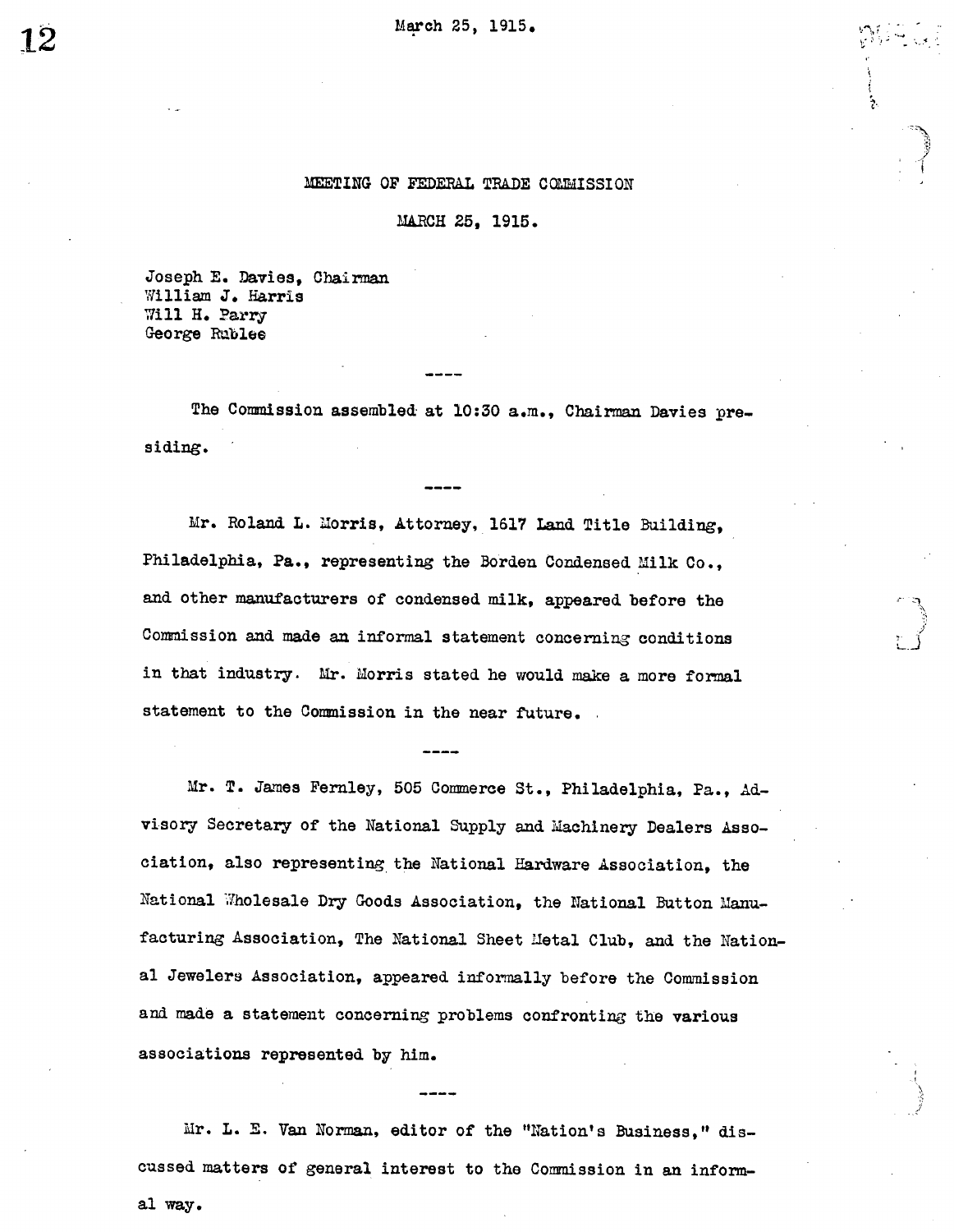March 25, 1915.

## MEETING OF FEDERAL TRADE COMMISSION

## MARCH 25, 1915.

Joseph E. Davies, Chairman
William J. Harris
Will H. Parry
George Rublee

----

The Commission assembled at 10:30 a.m., Chairman Davies presiding.

----

Mr. Roland L. Morris, Attorney, 1617 Land Title Building, Philadelphia, Pa., representing the Borden Condensed Milk Co., and other manufacturers of condensed milk, appeared before the Commission and made an informal statement concerning conditions in that industry. Mr. Morris stated he would make a more formal statement to the Commission in the near future.

----

Mr. T. James Fernley, 505 Commerce St., Philadelphia, Pa., Advisory Secretary of the National Supply and Machinery Dealers Association, also representing the National Hardware Association, the National Wholesale Dry Goods Association, the National Button Manufacturing Association, The National Sheet Metal Club, and the National Jewelers Association, appeared informally before the Commission and made a statement concerning problems confronting the various associations represented by him.

----

Mr. L. E. Van Norman, editor of the "Nation's Business," discussed matters of general interest to the Commission in an informal way.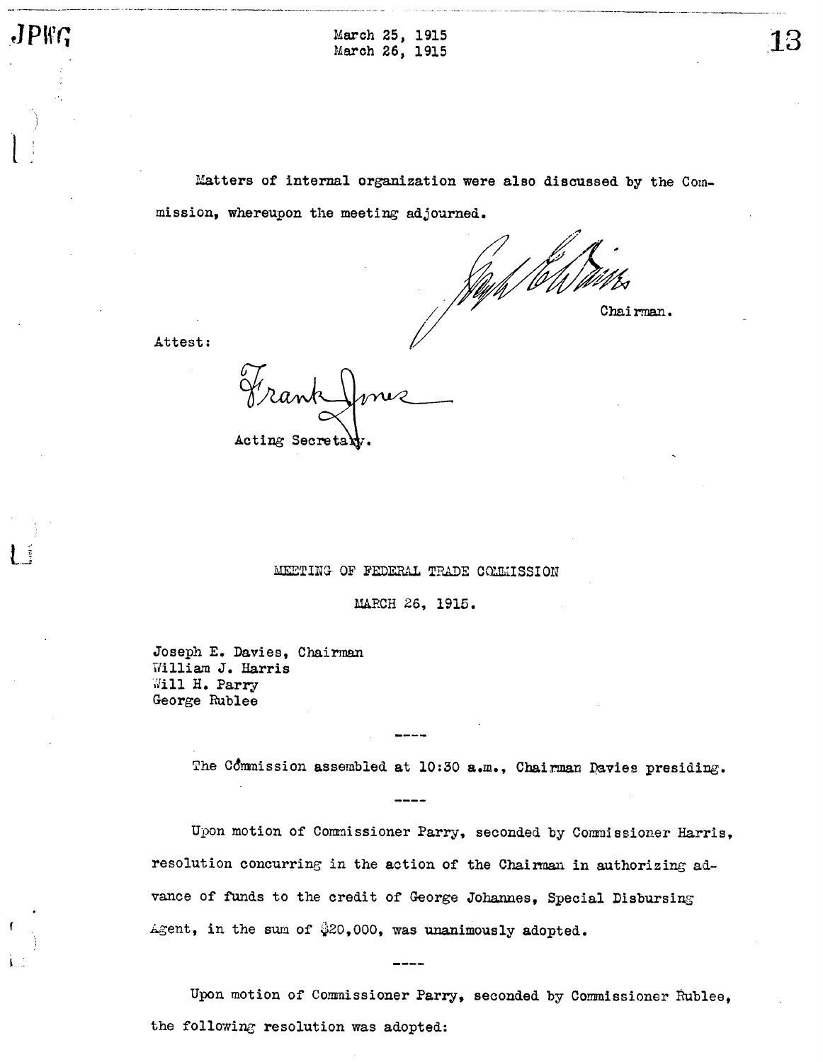Matters of internal organization were also discussed by the Commission, whereupon the meeting adjourned.

Joseph E. Davies
Chairman.

Attest:

Frank Jones
Acting Secretary.

MEETING OF FEDERAL TRADE COMMISSION

MARCH 26, 1915.

Joseph E. Davies, Chairman
William J. Harris
Will H. Parry
George Rublee

----

The Commission assembled at 10:30 a.m., Chairman Davies presiding.

----

Upon motion of Commissioner Parry, seconded by Commissioner Harris, resolution concurring in the action of the Chairman in authorizing advance of funds to the credit of George Johannes, Special Disbursing Agent, in the sum of $20,000, was unanimously adopted.

----

Upon motion of Commissioner Parry, seconded by Commissioner Rublee, the following resolution was adopted: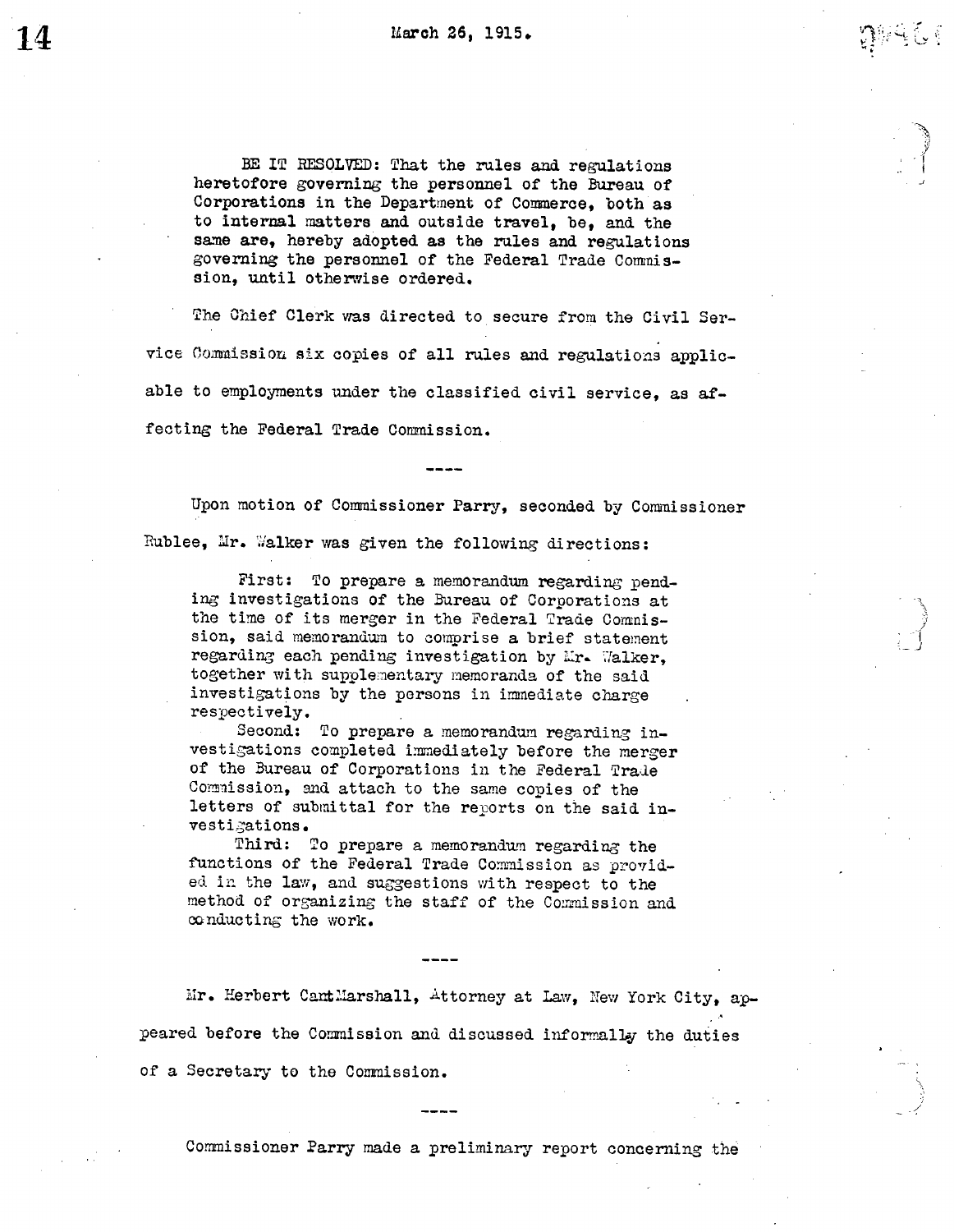March 26, 1915.

BE IT RESOLVED: That the rules and regulations heretofore governing the personnel of the Bureau of Corporations in the Department of Commerce, both as to internal matters and outside travel, be, and the same are, hereby adopted as the rules and regulations governing the personnel of the Federal Trade Commission, until otherwise ordered.

The Chief Clerk was directed to secure from the Civil Service Commission six copies of all rules and regulations applicable to employments under the classified civil service, as affecting the Federal Trade Commission.

----

Upon motion of Commissioner Parry, seconded by Commissioner Rublee, Mr. Walker was given the following directions:

First: To prepare a memorandum regarding pending investigations of the Bureau of Corporations at the time of its merger in the Federal Trade Commission, said memorandum to comprise a brief statement regarding each pending investigation by Mr. Walker, together with supplementary memoranda of the said investigations by the persons in immediate charge respectively.

Second: To prepare a memorandum regarding investigations completed immediately before the merger of the Bureau of Corporations in the Federal Trade Commission, and attach to the same copies of the letters of submittal for the reports on the said investigations.

Third: To prepare a memorandum regarding the functions of the Federal Trade Commission as provided in the law, and suggestions with respect to the method of organizing the staff of the Commission and conducting the work.

----

Mr. Herbert CantMarshall, Attorney at Law, New York City, appeared before the Commission and discussed informally the duties of a Secretary to the Commission.

----

Commissioner Parry made a preliminary report concerning the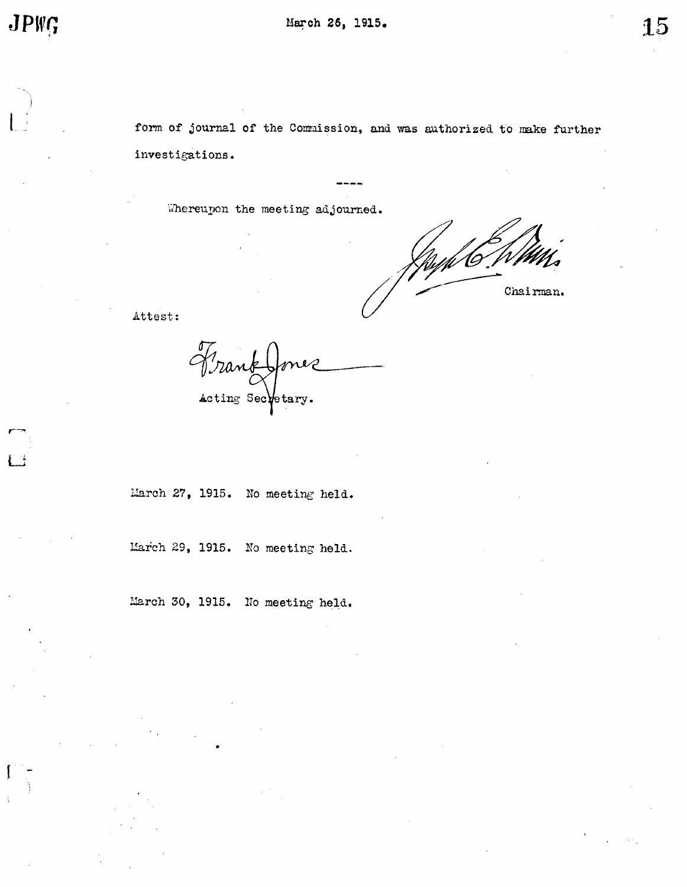form of journal of the Commission, and was authorized to make further investigations.

----

Whereupon the meeting adjourned.

Joseph C. Davis
Chairman.

Attest:

Frank Jones
Acting Secretary.

March 27, 1915. No meeting held.

March 29, 1915. No meeting held.

March 30, 1915. No meeting held.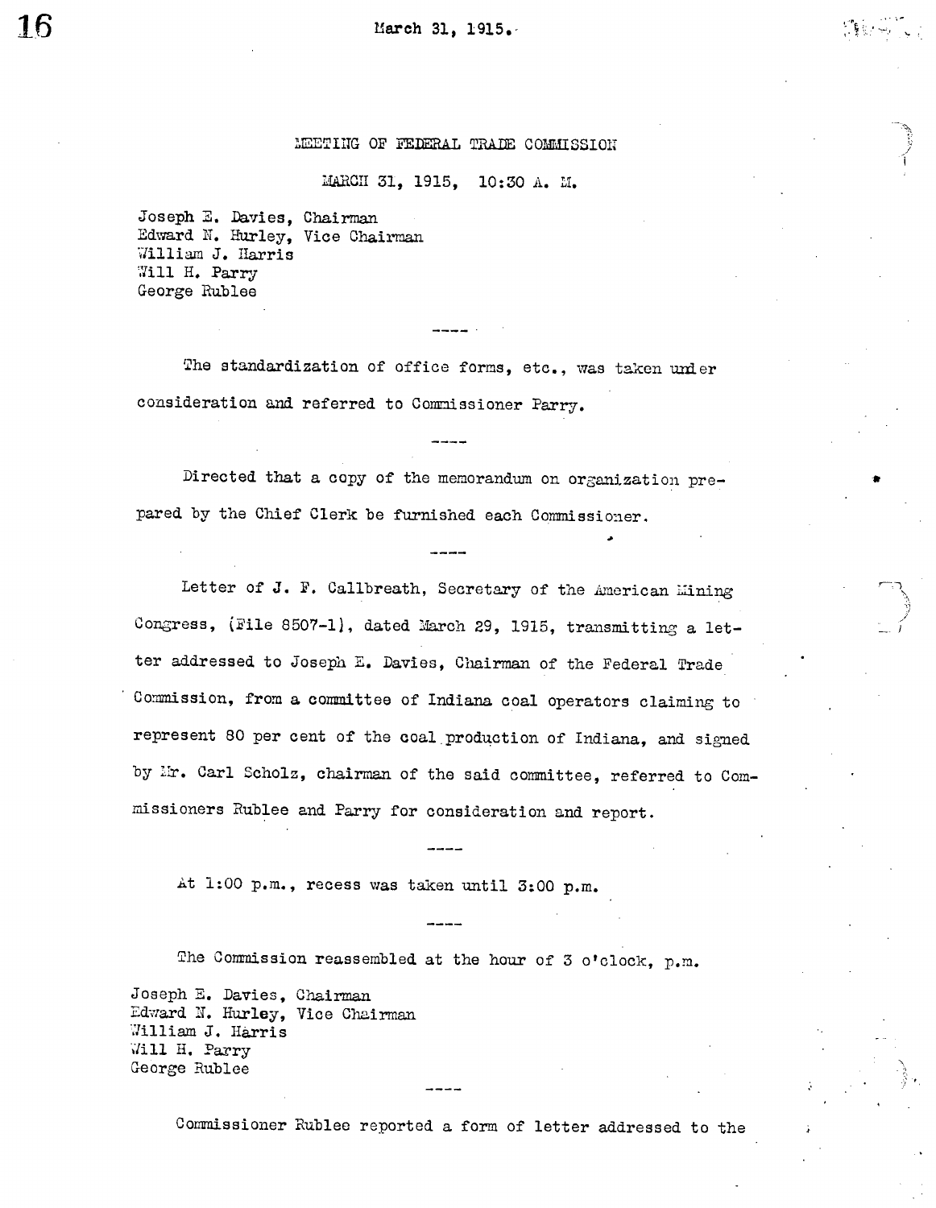## MEETING OF FEDERAL TRADE COMMISSION

MARCH 31, 1915, 10:30 A. M.

Joseph E. Davies, Chairman
Edward N. Hurley, Vice Chairman
William J. Harris
Will H. Parry
George Rublee

----

The standardization of office forms, etc., was taken under consideration and referred to Commissioner Parry.

----

Directed that a copy of the memorandum on organization prepared by the Chief Clerk be furnished each Commissioner.

----

Letter of J. F. Callbreath, Secretary of the American Mining Congress, (File 8507-1), dated March 29, 1915, transmitting a letter addressed to Joseph E. Davies, Chairman of the Federal Trade Commission, from a committee of Indiana coal operators claiming to represent 80 per cent of the coal production of Indiana, and signed by Mr. Carl Scholz, chairman of the said committee, referred to Commissioners Rublee and Parry for consideration and report.

----

At 1:00 p.m., recess was taken until 3:00 p.m.

----

The Commission reassembled at the hour of 3 o'clock, p.m.

Joseph E. Davies, Chairman
Edward N. Hurley, Vice Chairman
William J. Harris
Will H. Parry
George Rublee

----

Commissioner Rublee reported a form of letter addressed to the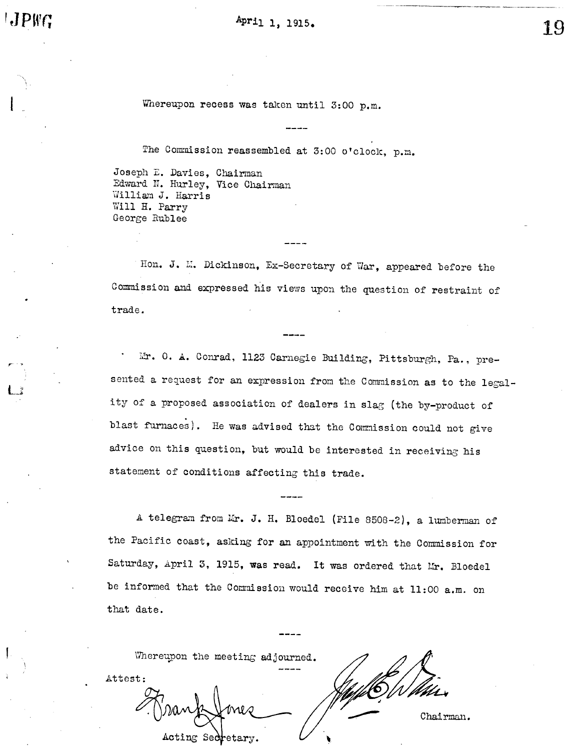April 1, 1915.

Whereupon recess was taken until 3:00 p.m.

----

The Commission reassembled at 3:00 o'clock, p.m.

Joseph E. Davies, Chairman
Edward N. Hurley, Vice Chairman
William J. Harris
Will H. Parry
George Rublee

----

Hon. J. M. Dickinson, Ex-Secretary of War, appeared before the Commission and expressed his views upon the question of restraint of trade.

----

Mr. O. A. Conrad, 1123 Carnegie Building, Pittsburgh, Pa., presented a request for an expression from the Commission as to the legality of a proposed association of dealers in slag (the by-product of blast furnaces). He was advised that the Commission could not give advice on this question, but would be interested in receiving his statement of conditions affecting this trade.

----

A telegram from Mr. J. H. Bloedel (File 8508-2), a lumberman of the Pacific coast, asking for an appointment with the Commission for Saturday, April 3, 1915, was read. It was ordered that Mr. Bloedel be informed that the Commission would receive him at 11:00 a.m. on that date.

----

Whereupon the meeting adjourned.

----

Attest:

Frank Jones
Acting Secretary.

Joseph E. Davies
Chairman.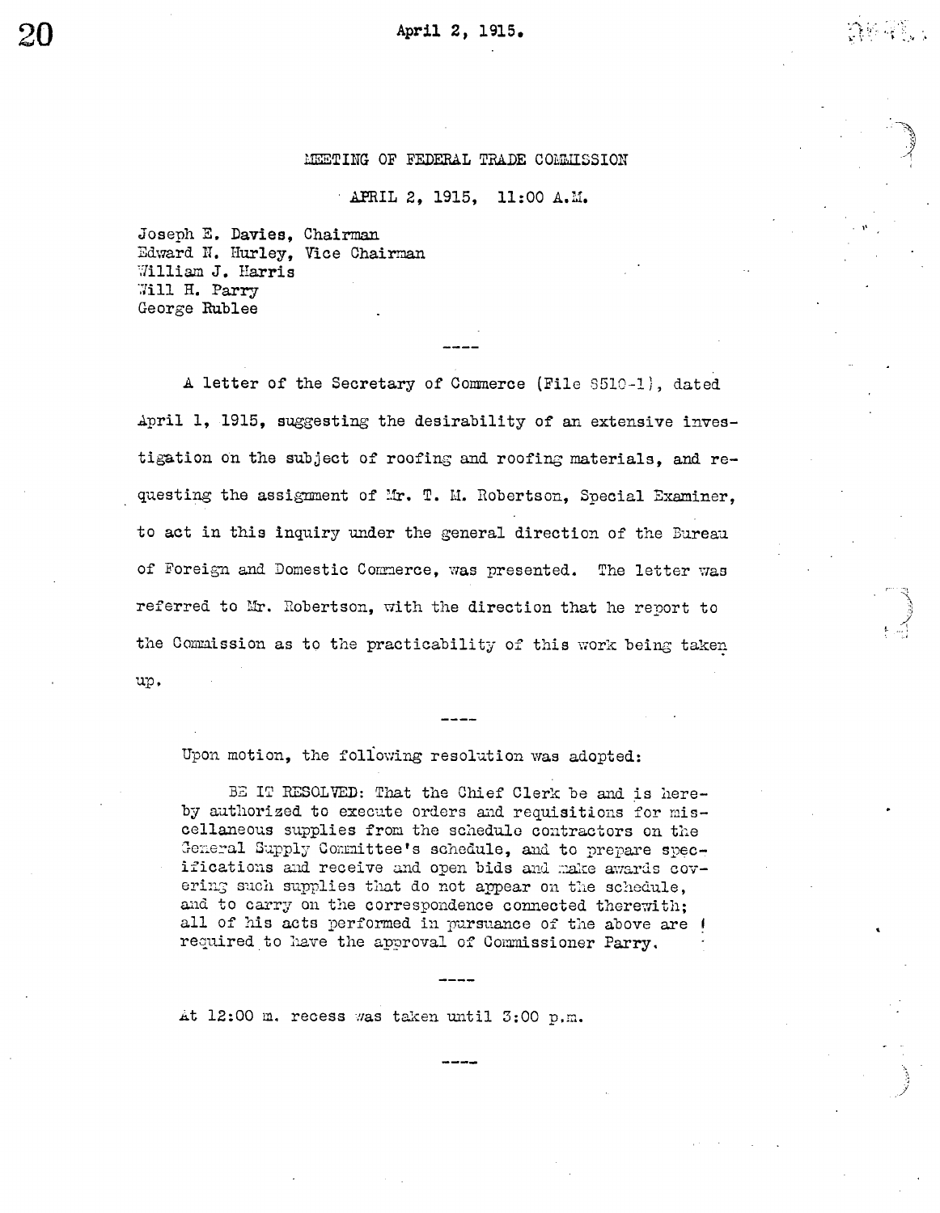MEETING OF FEDERAL TRADE COMMISSION

APRIL 2, 1915, 11:00 A.M.

Joseph E. Davies, Chairman
Edward N. Hurley, Vice Chairman
William J. Harris
Will H. Parry
George Rublee

----

A letter of the Secretary of Commerce (File 8510-1), dated April 1, 1915, suggesting the desirability of an extensive investigation on the subject of roofing and roofing materials, and requesting the assignment of Mr. T. M. Robertson, Special Examiner, to act in this inquiry under the general direction of the Bureau of Foreign and Domestic Commerce, was presented. The letter was referred to Mr. Robertson, with the direction that he report to the Commission as to the practicability of this work being taken up.

----

Upon motion, the following resolution was adopted:

> BE IT RESOLVED: That the Chief Clerk be and is hereby authorized to execute orders and requisitions for miscellaneous supplies from the schedule contractors on the General Supply Committee's schedule, and to prepare specifications and receive and open bids and make awards covering such supplies that do not appear on the schedule, and to carry on the correspondence connected therewith; all of his acts performed in pursuance of the above are required to have the approval of Commissioner Parry.

----

At 12:00 m. recess was taken until 3:00 p.m.

----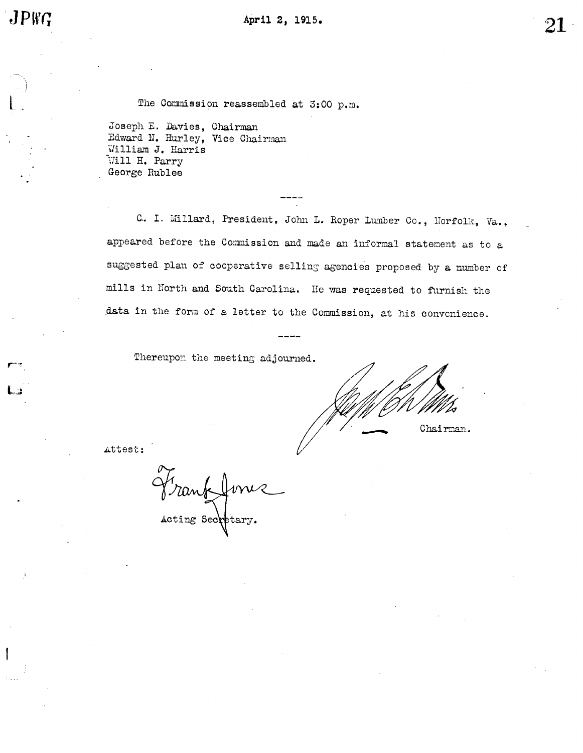April 2, 1915.

The Commission reassembled at 3:00 p.m.

Joseph E. Davies, Chairman  
Edward N. Hurley, Vice Chairman  
William J. Harris  
Will H. Parry  
George Rublee

----

C. I. Millard, President, John L. Roper Lumber Co., Norfolk, Va., appeared before the Commission and made an informal statement as to a suggested plan of cooperative selling agencies proposed by a number of mills in North and South Carolina. He was requested to furnish the data in the form of a letter to the Commission, at his convenience.

----

Thereupon the meeting adjourned.

Joseph E. Davies  
Chairman.

Attest:

Frank Jones  
Acting Secretary.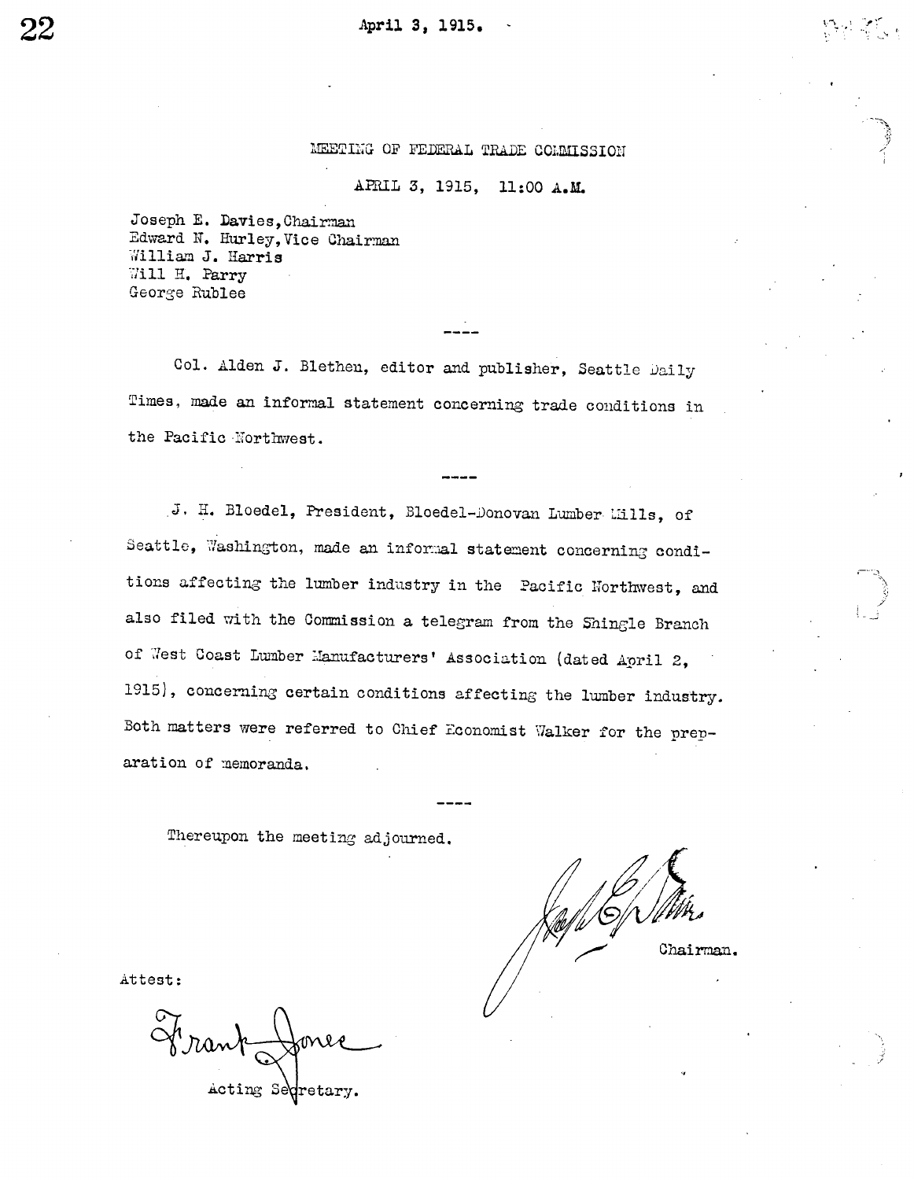April 3, 1915.

MEETING OF FEDERAL TRADE COMMISSION

APRIL 3, 1915, 11:00 A.M.

Joseph E. Davies, Chairman
Edward N. Hurley, Vice Chairman
William J. Harris
Will H. Parry
George Rublee

----

Col. Alden J. Blethen, editor and publisher, Seattle Daily Times, made an informal statement concerning trade conditions in the Pacific Northwest.

----

J. H. Bloedel, President, Bloedel-Donovan Lumber Mills, of Seattle, Washington, made an informal statement concerning conditions affecting the lumber industry in the Pacific Northwest, and also filed with the Commission a telegram from the Shingle Branch of West Coast Lumber Manufacturers' Association (dated April 2, 1915), concerning certain conditions affecting the lumber industry. Both matters were referred to Chief Economist Walker for the preparation of memoranda.

----

Thereupon the meeting adjourned.

Joseph E. Davies
Chairman.

Attest:

Frank Jones
Acting Secretary.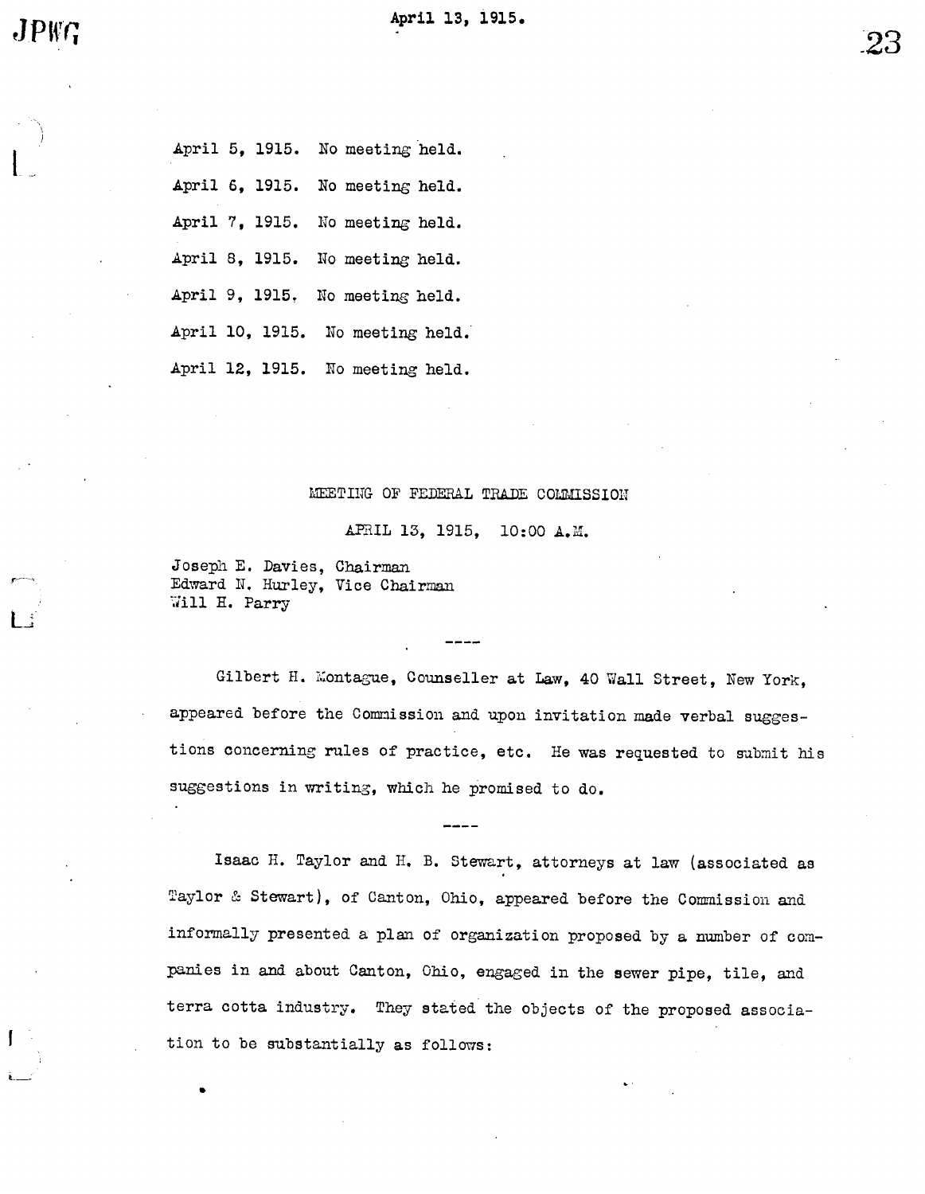April 5, 1915. No meeting held.

April 6, 1915. No meeting held.

April 7, 1915. No meeting held.

April 8, 1915. No meeting held.

April 9, 1915. No meeting held.

April 10, 1915. No meeting held.

April 12, 1915. No meeting held.

MEETING OF FEDERAL TRADE COMMISSION

APRIL 13, 1915, 10:00 A.M.

Joseph E. Davies, Chairman
Edward N. Hurley, Vice Chairman
Will H. Parry

----

Gilbert H. Montague, Counseller at Law, 40 Wall Street, New York, appeared before the Commission and upon invitation made verbal suggestions concerning rules of practice, etc. He was requested to submit his suggestions in writing, which he promised to do.

----

Isaac H. Taylor and H. B. Stewart, attorneys at law (associated as Taylor & Stewart), of Canton, Ohio, appeared before the Commission and informally presented a plan of organization proposed by a number of companies in and about Canton, Ohio, engaged in the sewer pipe, tile, and terra cotta industry. They stated the objects of the proposed association to be substantially as follows: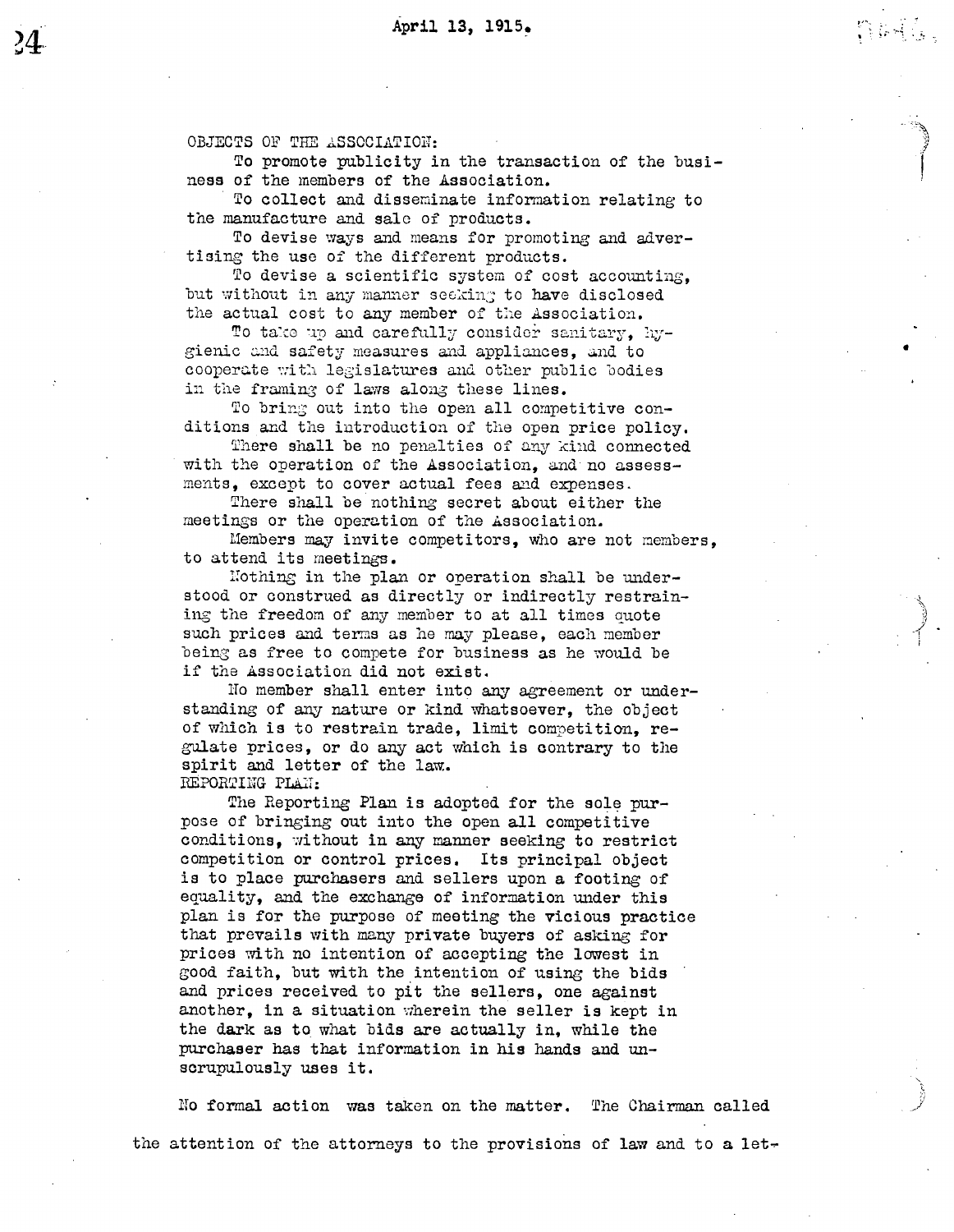April 13, 1915.

OBJECTS OF THE ASSOCIATION:

To promote publicity in the transaction of the business of the members of the Association.

To collect and disseminate information relating to the manufacture and sale of products.

To devise ways and means for promoting and advertising the use of the different products.

To devise a scientific system of cost accounting, but without in any manner seeking to have disclosed the actual cost to any member of the Association.

To take up and carefully consider sanitary, hygienic and safety measures and appliances, and to cooperate with legislatures and other public bodies in the framing of laws along these lines.

To bring out into the open all competitive conditions and the introduction of the open price policy.

There shall be no penalties of any kind connected with the operation of the Association, and no assessments, except to cover actual fees and expenses.

There shall be nothing secret about either the meetings or the operation of the Association.

Members may invite competitors, who are not members, to attend its meetings.

Nothing in the plan or operation shall be understood or construed as directly or indirectly restraining the freedom of any member to at all times quote such prices and terms as he may please, each member being as free to compete for business as he would be if the Association did not exist.

No member shall enter into any agreement or understanding of any nature or kind whatsoever, the object of which is to restrain trade, limit competition, regulate prices, or do any act which is contrary to the spirit and letter of the law.

REPORTING PLAN:

The Reporting Plan is adopted for the sole purpose of bringing out into the open all competitive conditions, without in any manner seeking to restrict competition or control prices. Its principal object is to place purchasers and sellers upon a footing of equality, and the exchange of information under this plan is for the purpose of meeting the vicious practice that prevails with many private buyers of asking for prices with no intention of accepting the lowest in good faith, but with the intention of using the bids and prices received to pit the sellers, one against another, in a situation wherein the seller is kept in the dark as to what bids are actually in, while the purchaser has that information in his hands and unscrupulously uses it.

No formal action was taken on the matter. The Chairman called the attention of the attorneys to the provisions of law and to a let-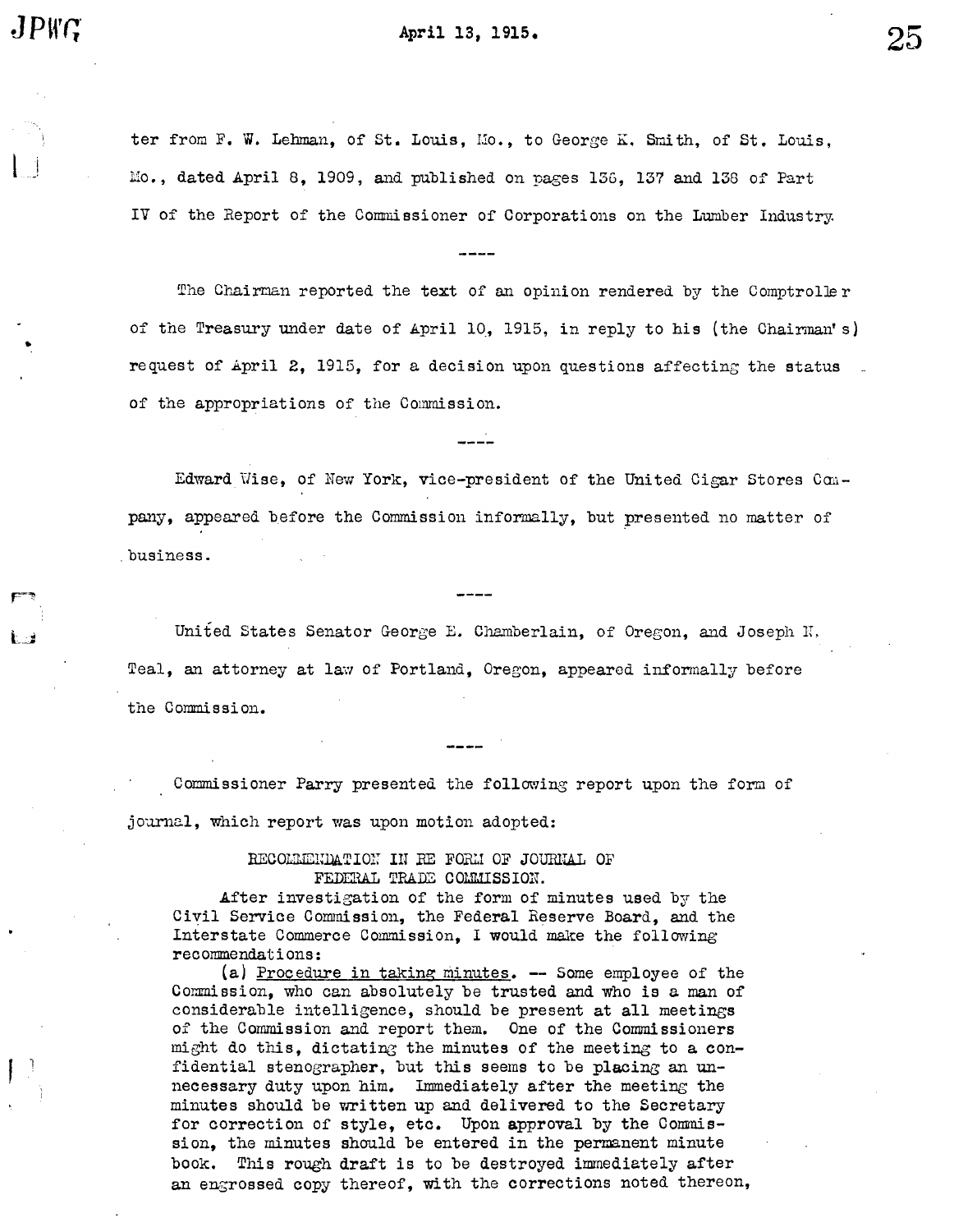ter from F. W. Lehman, of St. Louis, Mo., to George K. Smith, of St. Louis, Mo., dated April 8, 1909, and published on pages 136, 137 and 138 of Part IV of the Report of the Commissioner of Corporations on the Lumber Industry.

----

The Chairman reported the text of an opinion rendered by the Comptroller of the Treasury under date of April 10, 1915, in reply to his (the Chairman's) request of April 2, 1915, for a decision upon questions affecting the status of the appropriations of the Commission.

----

Edward Wise, of New York, vice-president of the United Cigar Stores Company, appeared before the Commission informally, but presented no matter of business.

----

United States Senator George E. Chamberlain, of Oregon, and Joseph N. Teal, an attorney at law of Portland, Oregon, appeared informally before the Commission.

----

Commissioner Parry presented the following report upon the form of journal, which report was upon motion adopted:

RECOMMENDATION IN RE FORM OF JOURNAL OF FEDERAL TRADE COMMISSION.

After investigation of the form of minutes used by the Civil Service Commission, the Federal Reserve Board, and the Interstate Commerce Commission, I would make the following recommendations:

(a) Procedure in taking minutes. -- Some employee of the Commission, who can absolutely be trusted and who is a man of considerable intelligence, should be present at all meetings of the Commission and report them. One of the Commissioners might do this, dictating the minutes of the meeting to a confidential stenographer, but this seems to be placing an unnecessary duty upon him. Immediately after the meeting the minutes should be written up and delivered to the Secretary for correction of style, etc. Upon approval by the Commission, the minutes should be entered in the permanent minute book. This rough draft is to be destroyed immediately after an engrossed copy thereof, with the corrections noted thereon,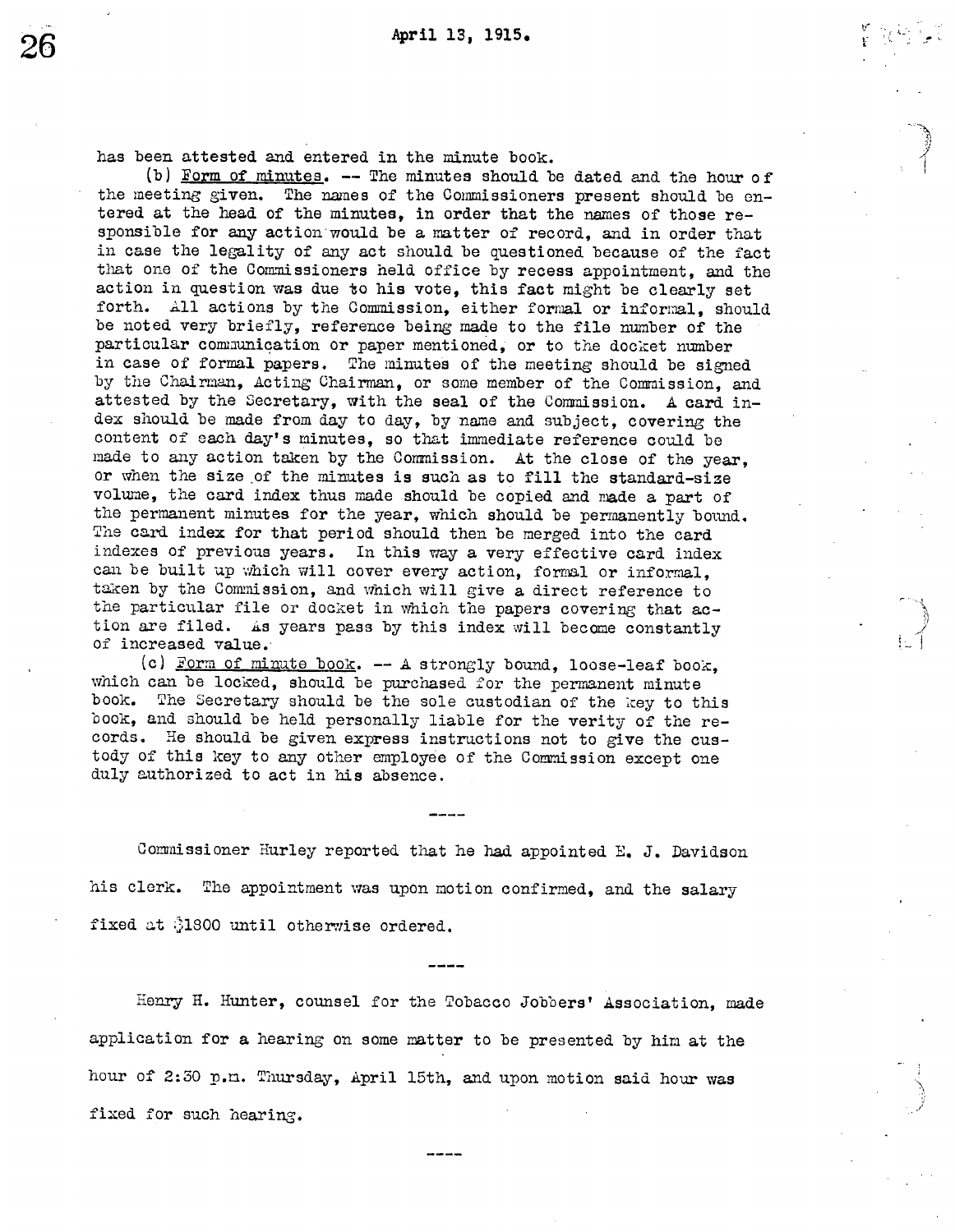has been attested and entered in the minute book.

(b) Form of minutes. -- The minutes should be dated and the hour of the meeting given. The names of the Commissioners present should be entered at the head of the minutes, in order that the names of those responsible for any action would be a matter of record, and in order that in case the legality of any act should be questioned because of the fact that one of the Commissioners held office by recess appointment, and the action in question was due to his vote, this fact might be clearly set forth. All actions by the Commission, either formal or informal, should be noted very briefly, reference being made to the file number of the particular communication or paper mentioned, or to the docket number in case of formal papers. The minutes of the meeting should be signed by the Chairman, Acting Chairman, or some member of the Commission, and attested by the Secretary, with the seal of the Commission. A card index should be made from day to day, by name and subject, covering the content of each day's minutes, so that immediate reference could be made to any action taken by the Commission. At the close of the year, or when the size of the minutes is such as to fill the standard-size volume, the card index thus made should be copied and made a part of the permanent minutes for the year, which should be permanently bound. The card index for that period should then be merged into the card indexes of previous years. In this way a very effective card index can be built up which will cover every action, formal or informal, taken by the Commission, and which will give a direct reference to the particular file or docket in which the papers covering that action are filed. As years pass by this index will become constantly of increased value.

(c) Form of minute book. -- A strongly bound, loose-leaf book, which can be locked, should be purchased for the permanent minute book. The Secretary should be the sole custodian of the key to this book, and should be held personally liable for the verity of the records. He should be given express instructions not to give the custody of this key to any other employee of the Commission except one duly authorized to act in his absence.

----

Commissioner Hurley reported that he had appointed E. J. Davidson his clerk. The appointment was upon motion confirmed, and the salary fixed at $1800 until otherwise ordered.

----

Henry H. Hunter, counsel for the Tobacco Jobbers' Association, made application for a hearing on some matter to be presented by him at the hour of 2:30 p.m. Thursday, April 15th, and upon motion said hour was fixed for such hearing.

----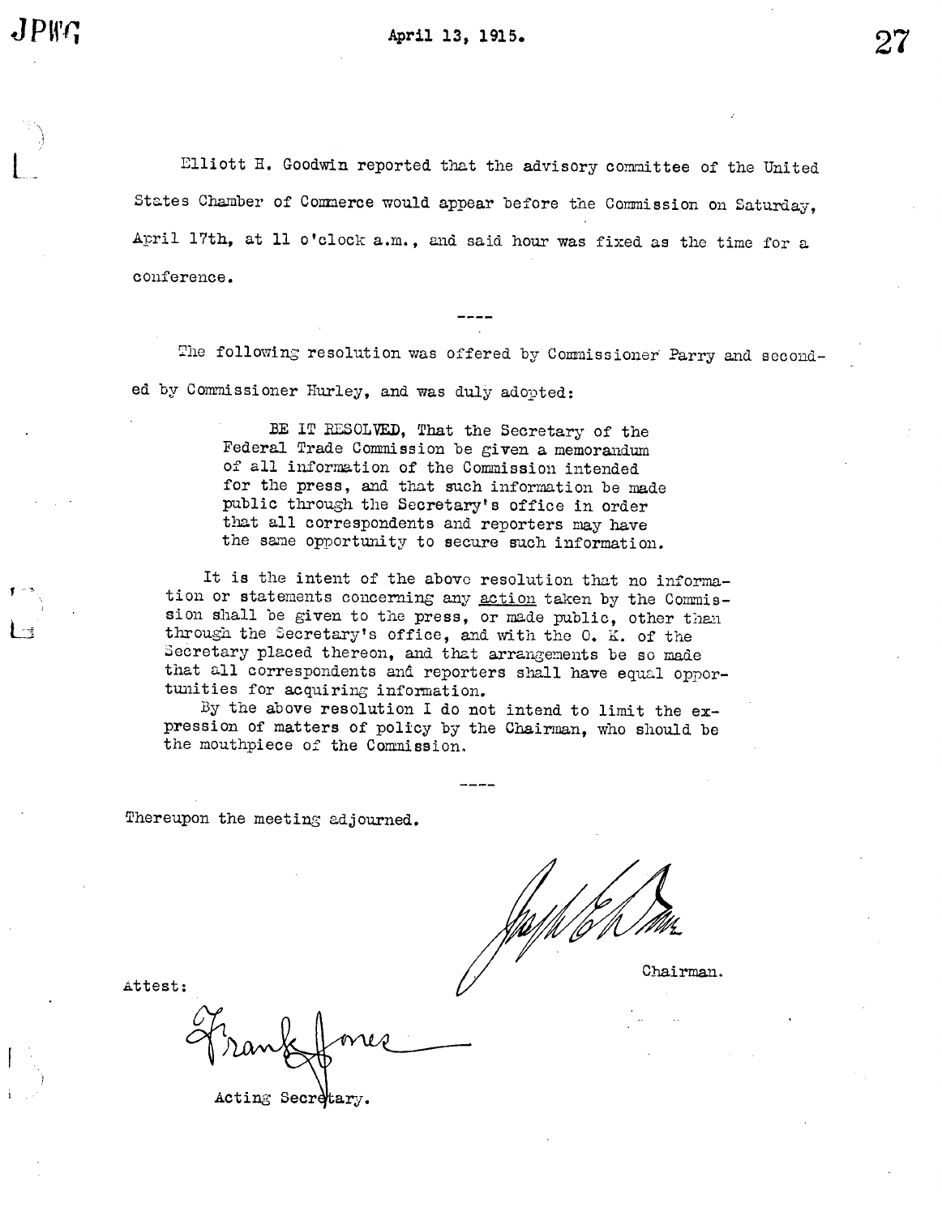April 13, 1915.

Elliott H. Goodwin reported that the advisory committee of the United States Chamber of Commerce would appear before the Commission on Saturday, April 17th, at 11 o'clock a.m., and said hour was fixed as the time for a conference.

----

The following resolution was offered by Commissioner Parry and seconded by Commissioner Hurley, and was duly adopted:

> BE IT RESOLVED, That the Secretary of the Federal Trade Commission be given a memorandum of all information of the Commission intended for the press, and that such information be made public through the Secretary's office in order that all correspondents and reporters may have the same opportunity to secure such information.

It is the intent of the above resolution that no information or statements concerning any <u>action</u> taken by the Commission shall be given to the press, or made public, other than through the Secretary's office, and with the O. K. of the Secretary placed thereon, and that arrangements be so made that all correspondents and reporters shall have equal opportunities for acquiring information.

By the above resolution I do not intend to limit the expression of matters of policy by the Chairman, who should be the mouthpiece of the Commission.

----

Thereupon the meeting adjourned.

Joseph E. Davies

Chairman.

Attest:

Frank Jones

Acting Secretary.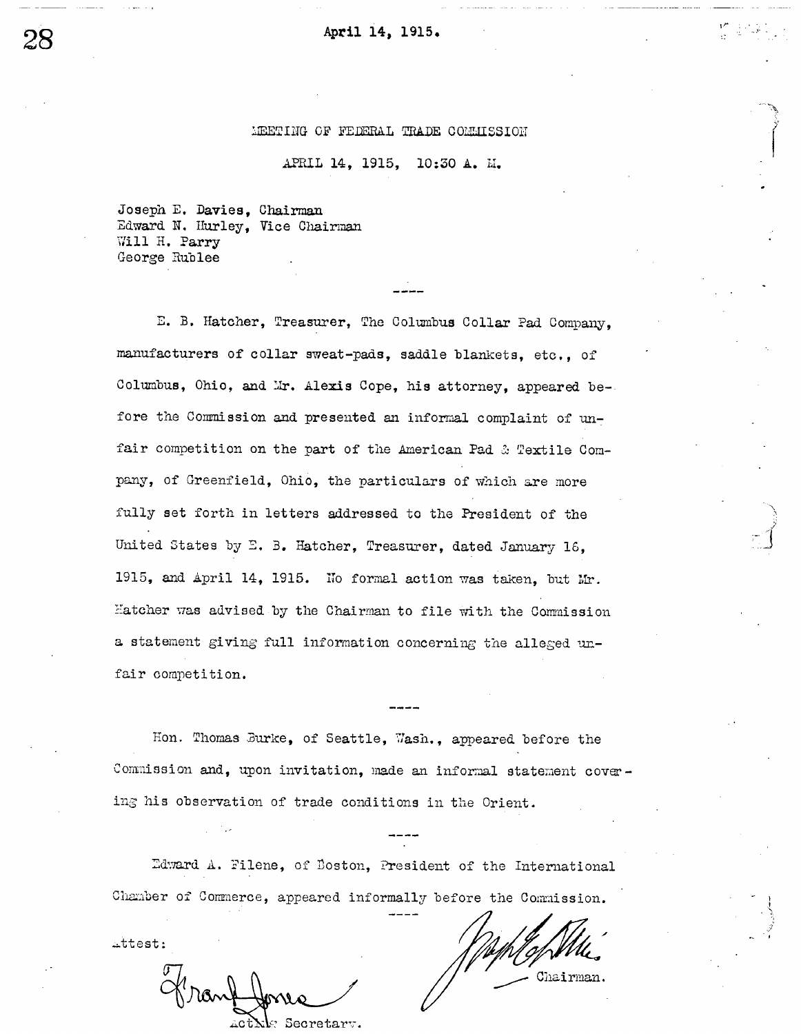April 14, 1915.

MEETING OF FEDERAL TRADE COMMISSION

APRIL 14, 1915, 10:30 A. M.

Joseph E. Davies, Chairman
Edward N. Hurley, Vice Chairman
Will H. Parry
George Rublee

----

E. B. Hatcher, Treasurer, The Columbus Collar Pad Company, manufacturers of collar sweat-pads, saddle blankets, etc., of Columbus, Ohio, and Mr. Alexis Cope, his attorney, appeared before the Commission and presented an informal complaint of unfair competition on the part of the American Pad & Textile Company, of Greenfield, Ohio, the particulars of which are more fully set forth in letters addressed to the President of the United States by E. B. Hatcher, Treasurer, dated January 16, 1915, and April 14, 1915. No formal action was taken, but Mr. Hatcher was advised by the Chairman to file with the Commission a statement giving full information concerning the alleged unfair competition.

----

Hon. Thomas Burke, of Seattle, Wash., appeared before the Commission and, upon invitation, made an informal statement covering his observation of trade conditions in the Orient.

----

Edward A. Filene, of Boston, President of the International Chamber of Commerce, appeared informally before the Commission.

----

Attest:

Frank Jones
Acting Secretary.

Joseph E. Davies
Chairman.